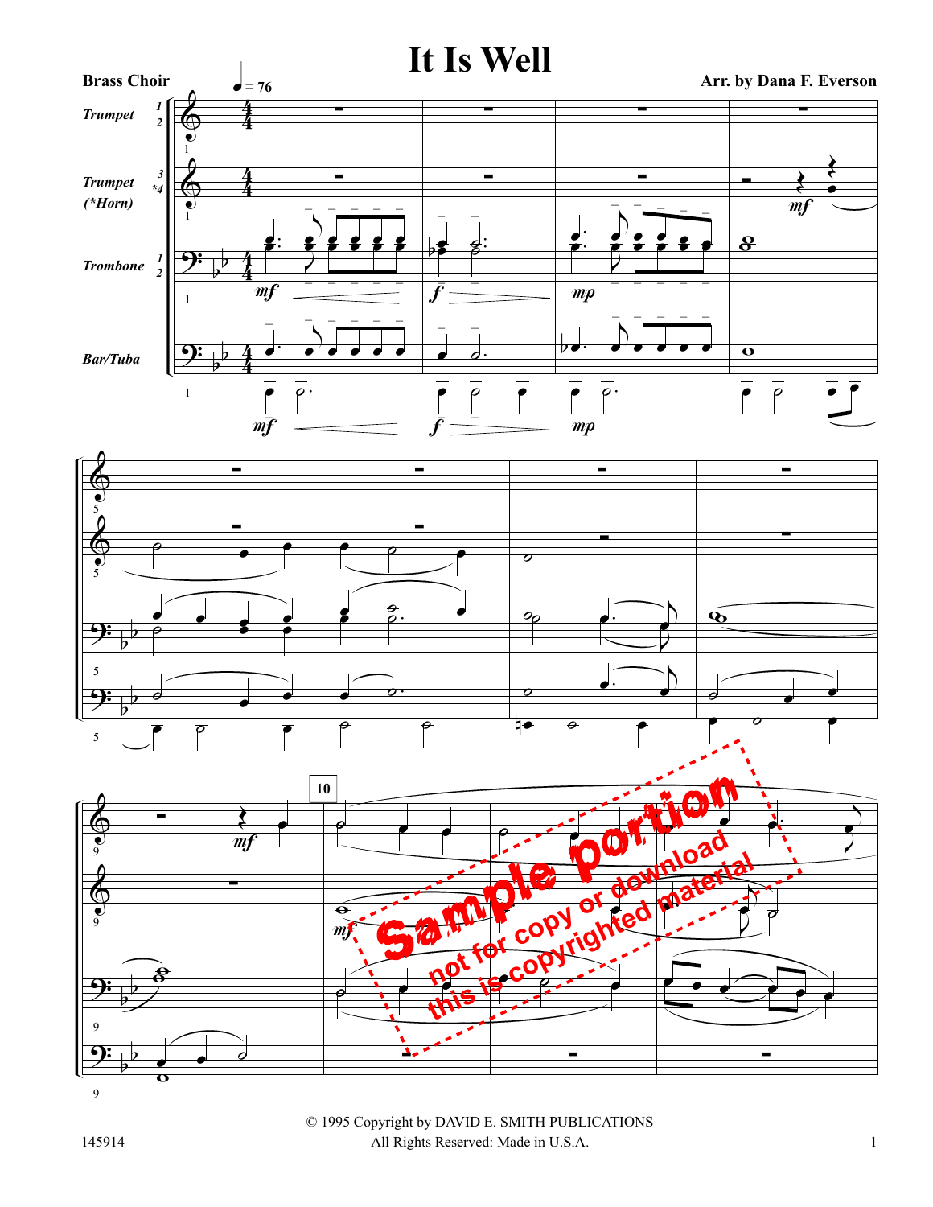# It Is Well

**Brass Choir**

**Arr. by Dana F. Everson**

♩ = 76

*Trumpet 1 2*

*Trumpet 3 *4 (*Horn)*

*Trombone 1 2*

*Bar/Tuba*

Sample portion
not for copy or download
this is copyrighted material

© 1995 Copyright by DAVID E. SMITH PUBLICATIONS
All Rights Reserved: Made in U.S.A.

145914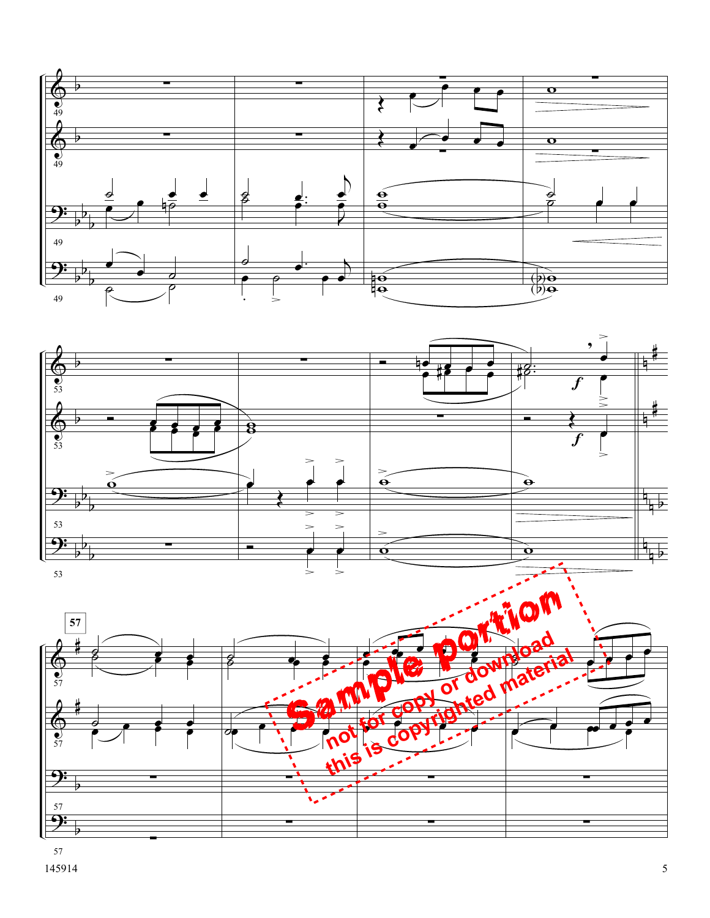Sample portion
not for copy or download
this is copyrighted material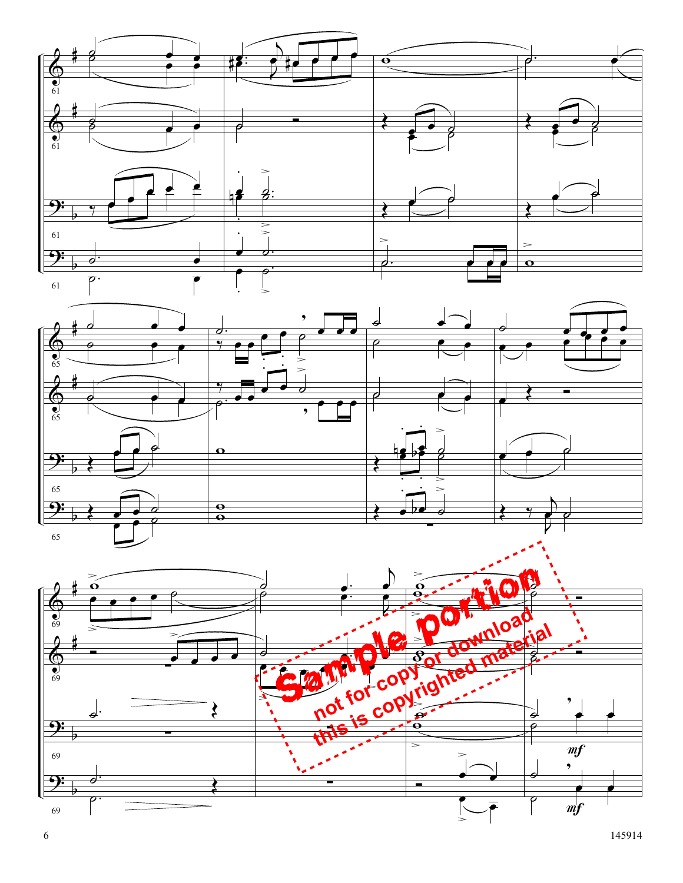Sample portion

not for copy or download

this is copyrighted material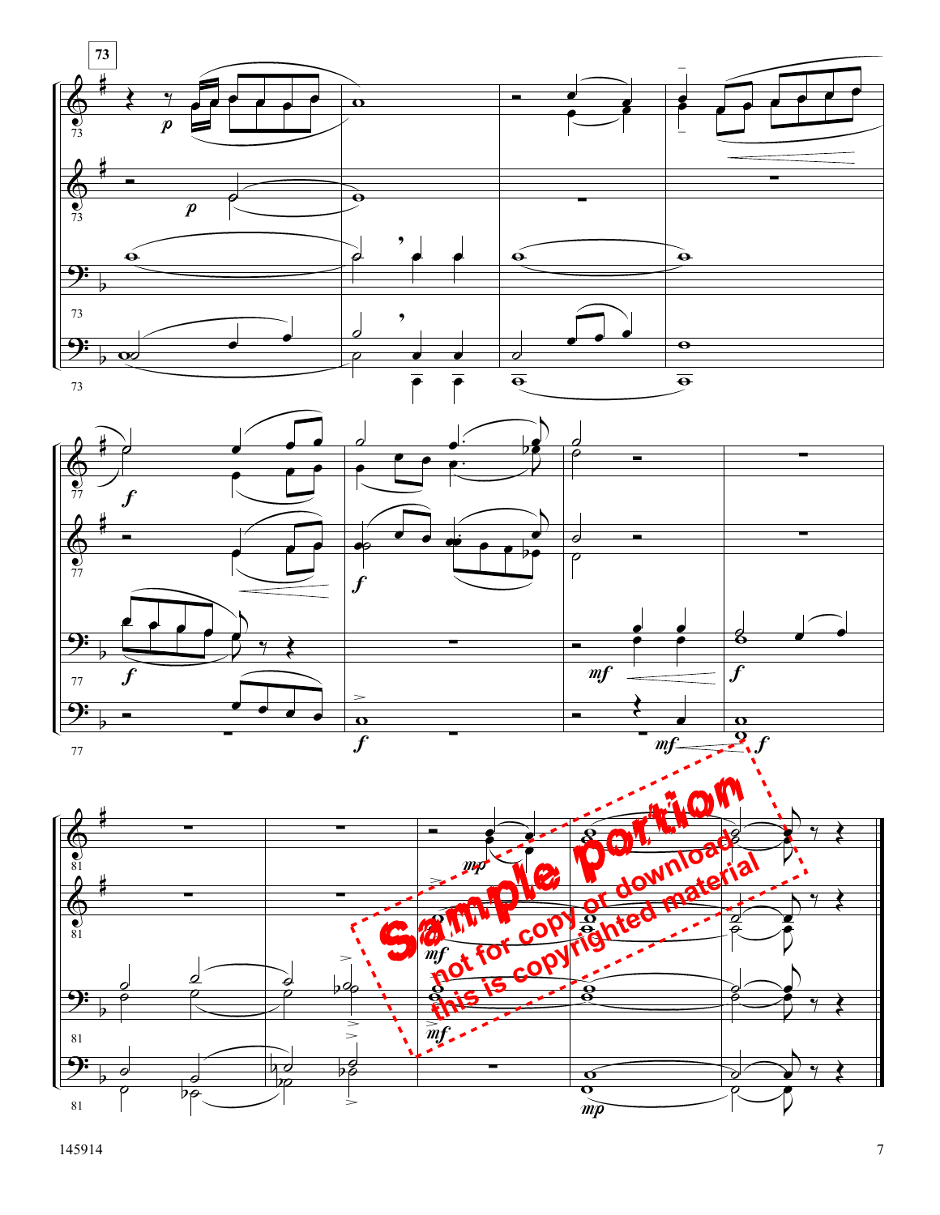Sample portion
not for copy or download
this is copyrighted material